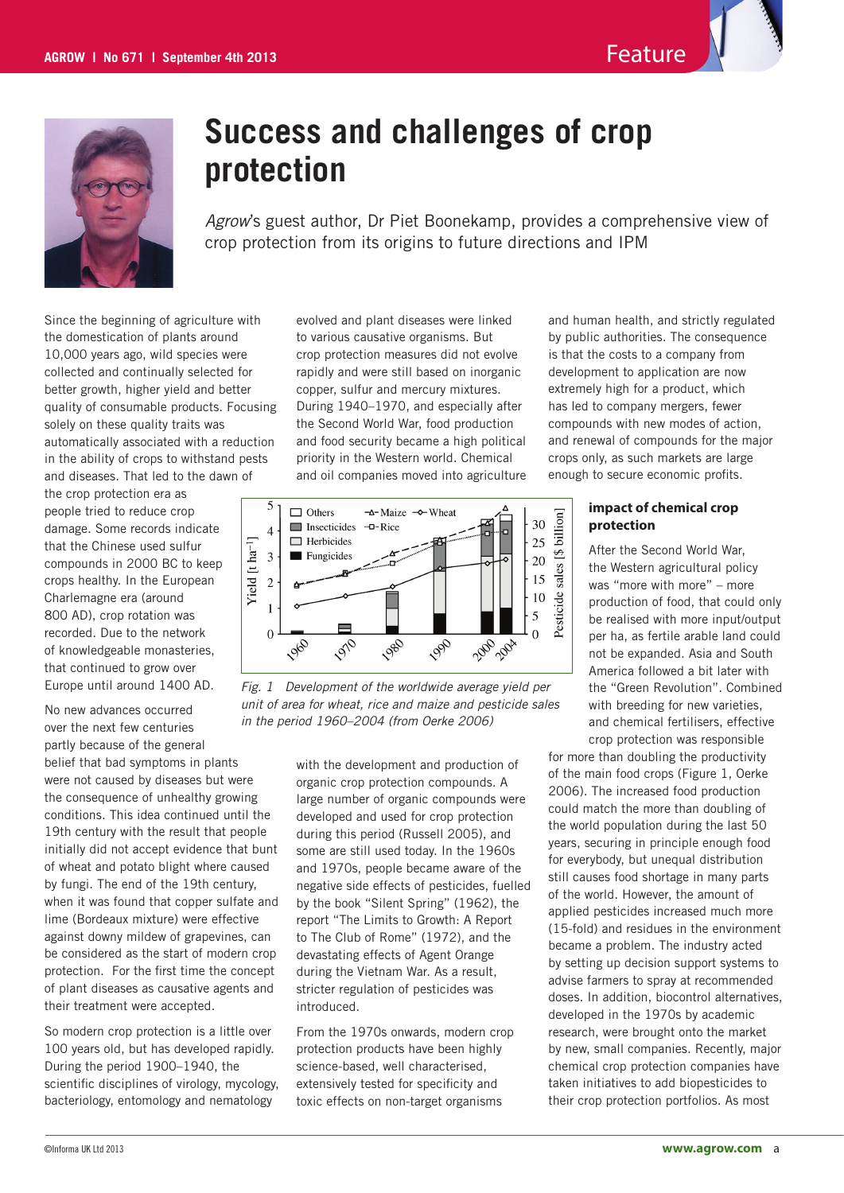# Success and challenges of crop protection

*Agrow*'s guest author, Dr Piet Boonekamp, provides a comprehensive view of crop protection from its origins to future directions and IPM

Since the beginning of agriculture with the domestication of plants around 10,000 years ago, wild species were collected and continually selected for better growth, higher yield and better quality of consumable products. Focusing solely on these quality traits was automatically associated with a reduction in the ability of crops to withstand pests and diseases. That led to the dawn of the crop protection era as people tried to reduce crop damage. Some records indicate that the Chinese used sulfur compounds in 2000 BC to keep crops healthy. In the European Charlemagne era (around 800 AD), crop rotation was recorded. Due to the network of knowledgeable monasteries, that continued to grow over Europe until around 1400 AD.

No new advances occurred over the next few centuries partly because of the general belief that bad symptoms in plants were not caused by diseases but were the consequence of unhealthy growing conditions. This idea continued until the 19th century with the result that people initially did not accept evidence that bunt of wheat and potato blight where caused by fungi. The end of the 19th century, when it was found that copper sulfate and lime (Bordeaux mixture) were effective against downy mildew of grapevines, can be considered as the start of modern crop protection. For the first time the concept of plant diseases as causative agents and their treatment were accepted.

So modern crop protection is a little over 100 years old, but has developed rapidly. During the period 1900–1940, the scientific disciplines of virology, mycology, bacteriology, entomology and nematology evolved and plant diseases were linked to various causative organisms. But crop protection measures did not evolve rapidly and were still based on inorganic copper, sulfur and mercury mixtures. During 1940–1970, and especially after the Second World War, food production and food security became a high political priority in the Western world. Chemical and oil companies moved into agriculture with the development and production of organic crop protection compounds. A large number of organic compounds were developed and used for crop protection during this period (Russell 2005), and some are still used today. In the 1960s and 1970s, people became aware of the negative side effects of pesticides, fuelled by the book "Silent Spring" (1962), the report "The Limits to Growth: A Report to The Club of Rome" (1972), and the devastating effects of Agent Orange during the Vietnam War. As a result, stricter regulation of pesticides was introduced.

From the 1970s onwards, modern crop protection products have been highly science-based, well characterised, extensively tested for specificity and toxic effects on non-target organisms and human health, and strictly regulated by public authorities. The consequence is that the costs to a company from development to application are now extremely high for a product, which has led to company mergers, fewer compounds with new modes of action, and renewal of compounds for the major crops only, as such markets are large enough to secure economic profits.

*Fig. 1 Development of the worldwide average yield per unit of area for wheat, rice and maize and pesticide sales in the period 1960–2004 (from Oerke 2006)*

### impact of chemical crop protection

After the Second World War, the Western agricultural policy was "more with more" – more production of food, that could only be realised with more input/output per ha, as fertile arable land could not be expanded. Asia and South America followed a bit later with the "Green Revolution". Combined with breeding for new varieties, and chemical fertilisers, effective crop protection was responsible for more than doubling the productivity of the main food crops (Figure 1, Oerke 2006). The increased food production could match the more than doubling of the world population during the last 50 years, securing in principle enough food for everybody, but unequal distribution still causes food shortage in many parts of the world. However, the amount of applied pesticides increased much more (15-fold) and residues in the environment became a problem. The industry acted by setting up decision support systems to advise farmers to spray at recommended doses. In addition, biocontrol alternatives, developed in the 1970s by academic research, were brought onto the market by new, small companies. Recently, major chemical crop protection companies have taken initiatives to add biopesticides to their crop protection portfolios. As most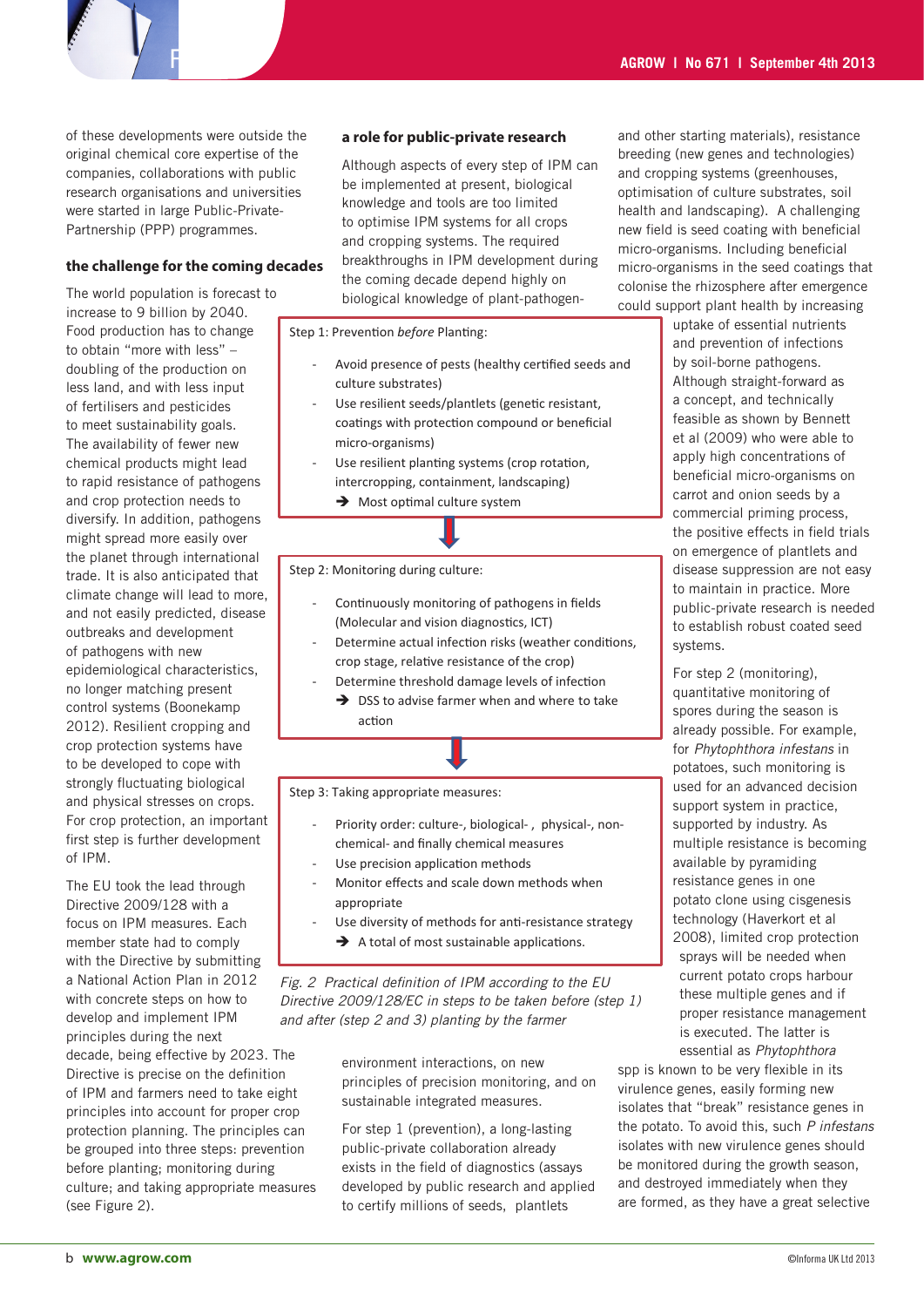of these developments were outside the original chemical core expertise of the companies, collaborations with public research organisations and universities were started in large Public-Private-Partnership (PPP) programmes.

### the challenge for the coming decades

The world population is forecast to increase to 9 billion by 2040. Food production has to change to obtain "more with less" – doubling of the production on less land, and with less input of fertilisers and pesticides to meet sustainability goals. The availability of fewer new chemical products might lead to rapid resistance of pathogens and crop protection needs to diversify. In addition, pathogens might spread more easily over the planet through international trade. It is also anticipated that climate change will lead to more, and not easily predicted, disease outbreaks and development of pathogens with new epidemiological characteristics, no longer matching present control systems (Boonekamp 2012). Resilient cropping and crop protection systems have to be developed to cope with strongly fluctuating biological and physical stresses on crops. For crop protection, an important first step is further development of IPM.

The EU took the lead through Directive 2009/128 with a focus on IPM measures. Each member state had to comply with the Directive by submitting a National Action Plan in 2012 with concrete steps on how to develop and implement IPM principles during the next decade, being effective by 2023. The Directive is precise on the definition of IPM and farmers need to take eight principles into account for proper crop protection planning. The principles can be grouped into three steps: prevention before planting; monitoring during culture; and taking appropriate measures (see Figure 2).

### a role for public-private research

Although aspects of every step of IPM can be implemented at present, biological knowledge and tools are too limited to optimise IPM systems for all crops and cropping systems. The required breakthroughs in IPM development during the coming decade depend highly on biological knowledge of plant-pathogen-environment interactions, on new principles of precision monitoring, and on sustainable integrated measures.

For step 1 (prevention), a long-lasting public-private collaboration already exists in the field of diagnostics (assays developed by public research and applied to certify millions of seeds, plantlets and other starting materials), resistance breeding (new genes and technologies) and cropping systems (greenhouses, optimisation of culture substrates, soil health and landscaping). A challenging new field is seed coating with beneficial micro-organisms. Including beneficial micro-organisms in the seed coatings that colonise the rhizosphere after emergence could support plant health by increasing uptake of essential nutrients and prevention of infections by soil-borne pathogens. Although straight-forward as a concept, and technically feasible as shown by Bennett et al (2009) who were able to apply high concentrations of beneficial micro-organisms on carrot and onion seeds by a commercial priming process, the positive effects in field trials on emergence of plantlets and disease suppression are not easy to maintain in practice. More public-private research is needed to establish robust coated seed systems.

For step 2 (monitoring), quantitative monitoring of spores during the season is already possible. For example, for *Phytophthora infestans* in potatoes, such monitoring is used for an advanced decision support system in practice, supported by industry. As multiple resistance is becoming available by pyramiding resistance genes in one potato clone using cisgenesis technology (Haverkort et al 2008), limited crop protection sprays will be needed when current potato crops harbour these multiple genes and if proper resistance management is executed. The latter is essential as *Phytophthora* spp is known to be very flexible in its virulence genes, easily forming new isolates that "break" resistance genes in the potato. To avoid this, such *P infestans* isolates with new virulence genes should be monitored during the growth season, and destroyed immediately when they are formed, as they have a great selective

---

**Step 1: Prevention *before* Planting:**

- Avoid presence of pests (healthy certified seeds and culture substrates)
- Use resilient seeds/plantlets (genetic resistant, coatings with protection compound or beneficial micro-organisms)
- Use resilient planting systems (crop rotation, intercropping, containment, landscaping)

➔ Most optimal culture system

**Step 2: Monitoring during culture:**

- Continuously monitoring of pathogens in fields (Molecular and vision diagnostics, ICT)
- Determine actual infection risks (weather conditions, crop stage, relative resistance of the crop)
- Determine threshold damage levels of infection

➔ DSS to advise farmer when and where to take action

**Step 3: Taking appropriate measures:**

- Priority order: culture-, biological- , physical-, non-chemical- and finally chemical measures
- Use precision application methods
- Monitor effects and scale down methods when appropriate
- Use diversity of methods for anti-resistance strategy

➔ A total of most sustainable applications.

*Fig. 2 Practical definition of IPM according to the EU Directive 2009/128/EC in steps to be taken before (step 1) and after (step 2 and 3) planting by the farmer*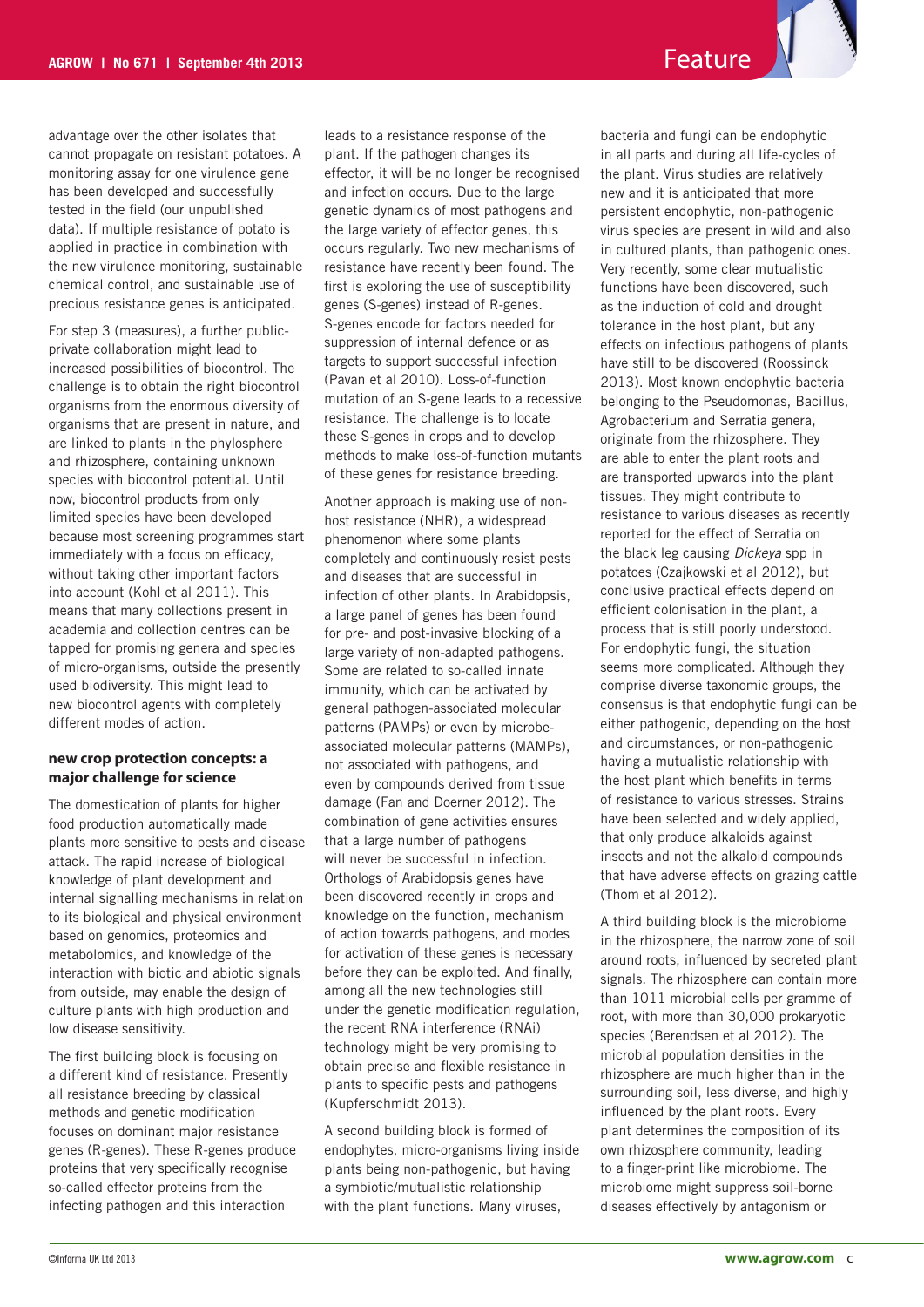advantage over the other isolates that cannot propagate on resistant potatoes. A monitoring assay for one virulence gene has been developed and successfully tested in the field (our unpublished data). If multiple resistance of potato is applied in practice in combination with the new virulence monitoring, sustainable chemical control, and sustainable use of precious resistance genes is anticipated.

For step 3 (measures), a further public-private collaboration might lead to increased possibilities of biocontrol. The challenge is to obtain the right biocontrol organisms from the enormous diversity of organisms that are present in nature, and are linked to plants in the phylosphere and rhizosphere, containing unknown species with biocontrol potential. Until now, biocontrol products from only limited species have been developed because most screening programmes start immediately with a focus on efficacy, without taking other important factors into account (Kohl et al 2011). This means that many collections present in academia and collection centres can be tapped for promising genera and species of micro-organisms, outside the presently used biodiversity. This might lead to new biocontrol agents with completely different modes of action.

## new crop protection concepts: a major challenge for science

The domestication of plants for higher food production automatically made plants more sensitive to pests and disease attack. The rapid increase of biological knowledge of plant development and internal signalling mechanisms in relation to its biological and physical environment based on genomics, proteomics and metabolomics, and knowledge of the interaction with biotic and abiotic signals from outside, may enable the design of culture plants with high production and low disease sensitivity.

The first building block is focusing on a different kind of resistance. Presently all resistance breeding by classical methods and genetic modification focuses on dominant major resistance genes (R-genes). These R-genes produce proteins that very specifically recognise so-called effector proteins from the infecting pathogen and this interaction leads to a resistance response of the plant. If the pathogen changes its effector, it will be no longer be recognised and infection occurs. Due to the large genetic dynamics of most pathogens and the large variety of effector genes, this occurs regularly. Two new mechanisms of resistance have recently been found. The first is exploring the use of susceptibility genes (S-genes) instead of R-genes. S-genes encode for factors needed for suppression of internal defence or as targets to support successful infection (Pavan et al 2010). Loss-of-function mutation of an S-gene leads to a recessive resistance. The challenge is to locate these S-genes in crops and to develop methods to make loss-of-function mutants of these genes for resistance breeding.

Another approach is making use of non-host resistance (NHR), a widespread phenomenon where some plants completely and continuously resist pests and diseases that are successful in infection of other plants. In Arabidopsis, a large panel of genes has been found for pre- and post-invasive blocking of a large variety of non-adapted pathogens. Some are related to so-called innate immunity, which can be activated by general pathogen-associated molecular patterns (PAMPs) or even by microbe-associated molecular patterns (MAMPs), not associated with pathogens, and even by compounds derived from tissue damage (Fan and Doerner 2012). The combination of gene activities ensures that a large number of pathogens will never be successful in infection. Orthologs of Arabidopsis genes have been discovered recently in crops and knowledge on the function, mechanism of action towards pathogens, and modes for activation of these genes is necessary before they can be exploited. And finally, among all the new technologies still under the genetic modification regulation, the recent RNA interference (RNAi) technology might be very promising to obtain precise and flexible resistance in plants to specific pests and pathogens (Kupferschmidt 2013).

A second building block is formed of endophytes, micro-organisms living inside plants being non-pathogenic, but having a symbiotic/mutualistic relationship with the plant functions. Many viruses, bacteria and fungi can be endophytic in all parts and during all life-cycles of the plant. Virus studies are relatively new and it is anticipated that more persistent endophytic, non-pathogenic virus species are present in wild and also in cultured plants, than pathogenic ones. Very recently, some clear mutualistic functions have been discovered, such as the induction of cold and drought tolerance in the host plant, but any effects on infectious pathogens of plants have still to be discovered (Roossinck 2013). Most known endophytic bacteria belonging to the Pseudomonas, Bacillus, Agrobacterium and Serratia genera, originate from the rhizosphere. They are able to enter the plant roots and are transported upwards into the plant tissues. They might contribute to resistance to various diseases as recently reported for the effect of Serratia on the black leg causing *Dickeya* spp in potatoes (Czajkowski et al 2012), but conclusive practical effects depend on efficient colonisation in the plant, a process that is still poorly understood. For endophytic fungi, the situation seems more complicated. Although they comprise diverse taxonomic groups, the consensus is that endophytic fungi can be either pathogenic, depending on the host and circumstances, or non-pathogenic having a mutualistic relationship with the host plant which benefits in terms of resistance to various stresses. Strains have been selected and widely applied, that only produce alkaloids against insects and not the alkaloid compounds that have adverse effects on grazing cattle (Thom et al 2012).

A third building block is the microbiome in the rhizosphere, the narrow zone of soil around roots, influenced by secreted plant signals. The rhizosphere can contain more than 1011 microbial cells per gramme of root, with more than 30,000 prokaryotic species (Berendsen et al 2012). The microbial population densities in the rhizosphere are much higher than in the surrounding soil, less diverse, and highly influenced by the plant roots. Every plant determines the composition of its own rhizosphere community, leading to a finger-print like microbiome. The microbiome might suppress soil-borne diseases effectively by antagonism or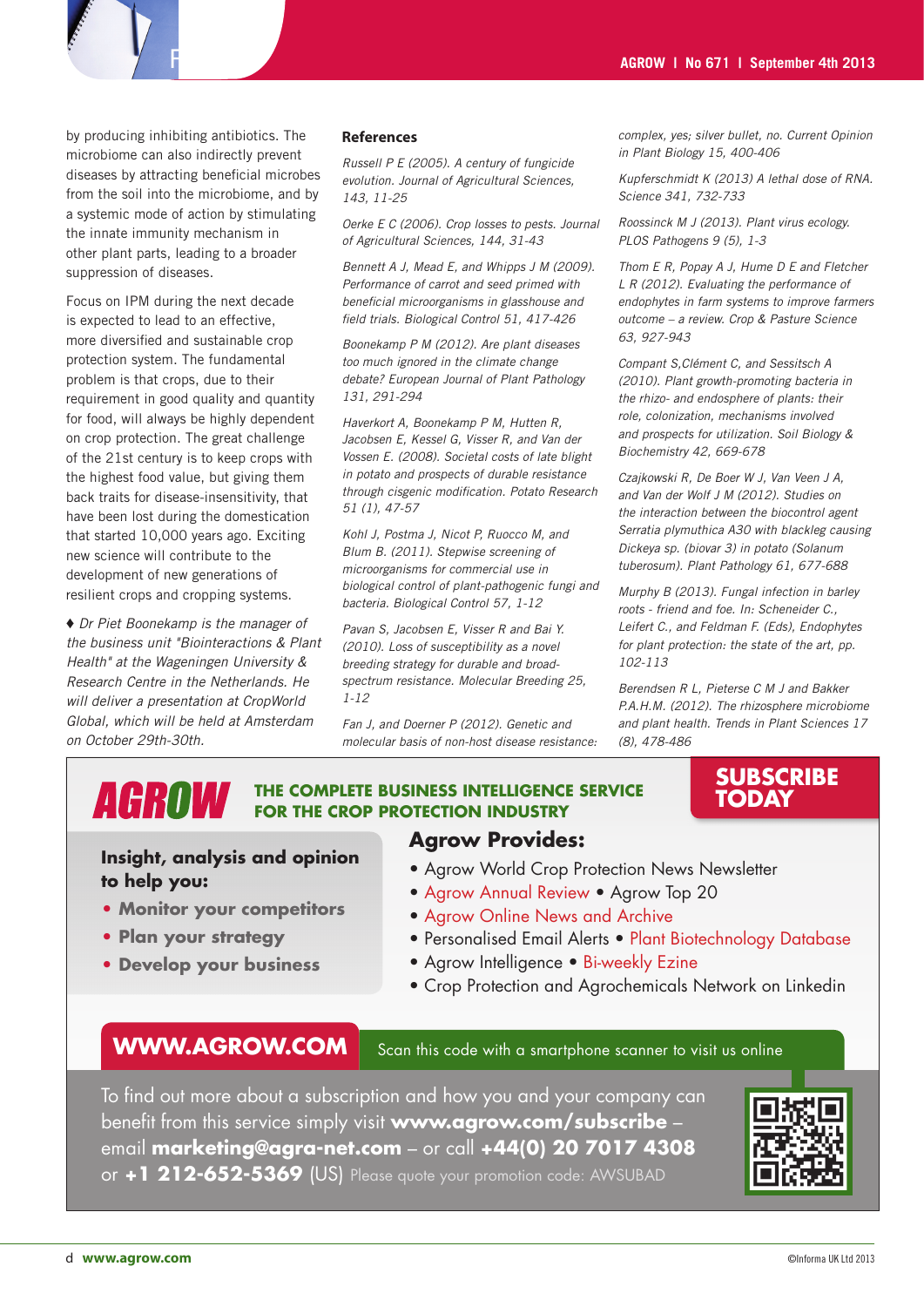by producing inhibiting antibiotics. The microbiome can also indirectly prevent diseases by attracting beneficial microbes from the soil into the microbiome, and by a systemic mode of action by stimulating the innate immunity mechanism in other plant parts, leading to a broader suppression of diseases.

Focus on IPM during the next decade is expected to lead to an effective, more diversified and sustainable crop protection system. The fundamental problem is that crops, due to their requirement in good quality and quantity for food, will always be highly dependent on crop protection. The great challenge of the 21st century is to keep crops with the highest food value, but giving them back traits for disease-insensitivity, that have been lost during the domestication that started 10,000 years ago. Exciting new science will contribute to the development of new generations of resilient crops and cropping systems.

♦ *Dr Piet Boonekamp is the manager of the business unit "Biointeractions & Plant Health" at the Wageningen University & Research Centre in the Netherlands. He will deliver a presentation at CropWorld Global, which will be held at Amsterdam on October 29th-30th.*

### References

*Russell P E (2005). A century of fungicide evolution. Journal of Agricultural Sciences, 143, 11-25*

*Oerke E C (2006). Crop losses to pests. Journal of Agricultural Sciences, 144, 31-43*

*Bennett A J, Mead E, and Whipps J M (2009). Performance of carrot and seed primed with beneficial microorganisms in glasshouse and field trials. Biological Control 51, 417-426*

*Boonekamp P M (2012). Are plant diseases too much ignored in the climate change debate? European Journal of Plant Pathology 131, 291-294*

*Haverkort A, Boonekamp P M, Hutten R, Jacobsen E, Kessel G, Visser R, and Van der Vossen E. (2008). Societal costs of late blight in potato and prospects of durable resistance through cisgenic modification. Potato Research 51 (1), 47-57*

*Kohl J, Postma J, Nicot P, Ruocco M, and Blum B. (2011). Stepwise screening of microorganisms for commercial use in biological control of plant-pathogenic fungi and bacteria. Biological Control 57, 1-12*

*Pavan S, Jacobsen E, Visser R and Bai Y. (2010). Loss of susceptibility as a novel breeding strategy for durable and broad-spectrum resistance. Molecular Breeding 25, 1-12*

*Fan J, and Doerner P (2012). Genetic and molecular basis of non-host disease resistance: complex, yes; silver bullet, no. Current Opinion in Plant Biology 15, 400-406*

*Kupferschmidt K (2013) A lethal dose of RNA. Science 341, 732-733*

*Roossinck M J (2013). Plant virus ecology. PLOS Pathogens 9 (5), 1-3*

*Thom E R, Popay A J, Hume D E and Fletcher L R (2012). Evaluating the performance of endophytes in farm systems to improve farmers outcome – a review. Crop & Pasture Science 63, 927-943*

*Compant S,Clément C, and Sessitsch A (2010). Plant growth-promoting bacteria in the rhizo- and endosphere of plants: their role, colonization, mechanisms involved and prospects for utilization. Soil Biology & Biochemistry 42, 669-678*

*Czajkowski R, De Boer W J, Van Veen J A, and Van der Wolf J M (2012). Studies on the interaction between the biocontrol agent Serratia plymuthica A30 with blackleg causing Dickeya sp. (biovar 3) in potato (Solanum tuberosum). Plant Pathology 61, 677-688*

*Murphy B (2013). Fungal infection in barley roots - friend and foe. In: Scheneider C., Leifert C., and Feldman F. (Eds), Endophytes for plant protection: the state of the art, pp. 102-113*

*Berendsen R L, Pieterse C M J and Bakker P.A.H.M. (2012). The rhizosphere microbiome and plant health. Trends in Plant Sciences 17 (8), 478-486*

---

**AGROW** THE COMPLETE BUSINESS INTELLIGENCE SERVICE FOR THE CROP PROTECTION INDUSTRY

**SUBSCRIBE TODAY**

**Insight, analysis and opinion to help you:**

- **Monitor your competitors**
- **Plan your strategy**
- **Develop your business**

## Agrow Provides:

- Agrow World Crop Protection News Newsletter
- Agrow Annual Review • Agrow Top 20
- Agrow Online News and Archive
- Personalised Email Alerts • Plant Biotechnology Database
- Agrow Intelligence • Bi-weekly Ezine
- Crop Protection and Agrochemicals Network on Linkedin

**WWW.AGROW.COM** Scan this code with a smartphone scanner to visit us online

To find out more about a subscription and how you and your company can benefit from this service simply visit **www.agrow.com/subscribe** – email **marketing@agra-net.com** – or call **+44(0) 20 7017 4308** or **+1 212-652-5369** (US) Please quote your promotion code: AWSUBAD